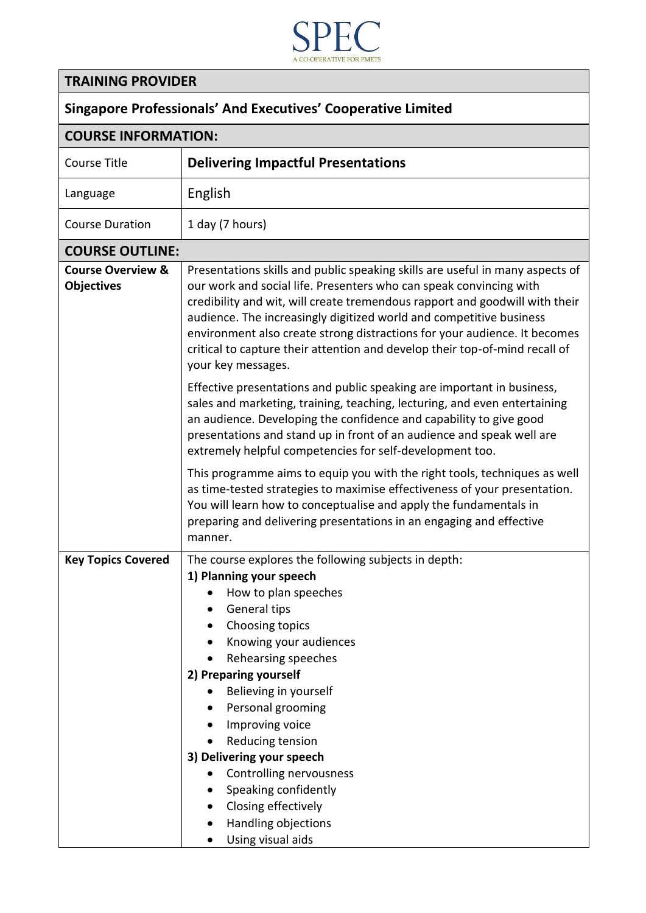SPEC
A CO-OPERATIVE FOR PMETS

| TRAINING PROVIDER | |
|---|---|
| **Singapore Professionals' And Executives' Cooperative Limited** | |
| **COURSE INFORMATION:** | |
| Course Title | **Delivering Impactful Presentations** |
| Language | English |
| Course Duration | 1 day (7 hours) |
| **COURSE OUTLINE:** | |
| **Course Overview & Objectives** | Presentations skills and public speaking skills are useful in many aspects of our work and social life. Presenters who can speak convincing with credibility and wit, will create tremendous rapport and goodwill with their audience. The increasingly digitized world and competitive business environment also create strong distractions for your audience. It becomes critical to capture their attention and develop their top-of-mind recall of your key messages.<br><br>Effective presentations and public speaking are important in business, sales and marketing, training, teaching, lecturing, and even entertaining an audience. Developing the confidence and capability to give good presentations and stand up in front of an audience and speak well are extremely helpful competencies for self-development too.<br><br>This programme aims to equip you with the right tools, techniques as well as time-tested strategies to maximise effectiveness of your presentation. You will learn how to conceptualise and apply the fundamentals in preparing and delivering presentations in an engaging and effective manner. |
| **Key Topics Covered** | The course explores the following subjects in depth:<br>**1) Planning your speech**<br>• How to plan speeches<br>• General tips<br>• Choosing topics<br>• Knowing your audiences<br>• Rehearsing speeches<br>**2) Preparing yourself**<br>• Believing in yourself<br>• Personal grooming<br>• Improving voice<br>• Reducing tension<br>**3) Delivering your speech**<br>• Controlling nervousness<br>• Speaking confidently<br>• Closing effectively<br>• Handling objections<br>• Using visual aids |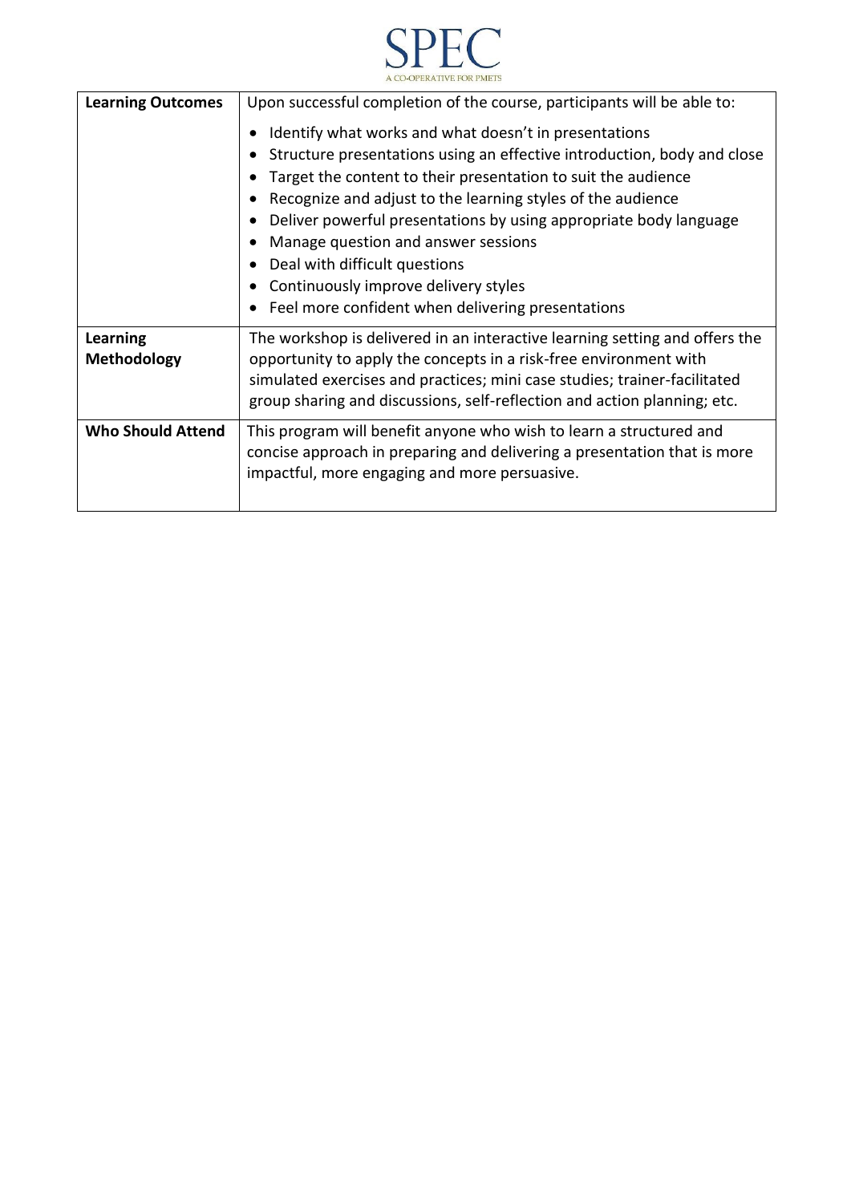| | |
|---|---|
| **Learning Outcomes** | Upon successful completion of the course, participants will be able to:<br>• Identify what works and what doesn't in presentations<br>• Structure presentations using an effective introduction, body and close<br>• Target the content to their presentation to suit the audience<br>• Recognize and adjust to the learning styles of the audience<br>• Deliver powerful presentations by using appropriate body language<br>• Manage question and answer sessions<br>• Deal with difficult questions<br>• Continuously improve delivery styles<br>• Feel more confident when delivering presentations |
| **Learning Methodology** | The workshop is delivered in an interactive learning setting and offers the opportunity to apply the concepts in a risk-free environment with simulated exercises and practices; mini case studies; trainer-facilitated group sharing and discussions, self-reflection and action planning; etc. |
| **Who Should Attend** | This program will benefit anyone who wish to learn a structured and concise approach in preparing and delivering a presentation that is more impactful, more engaging and more persuasive. |